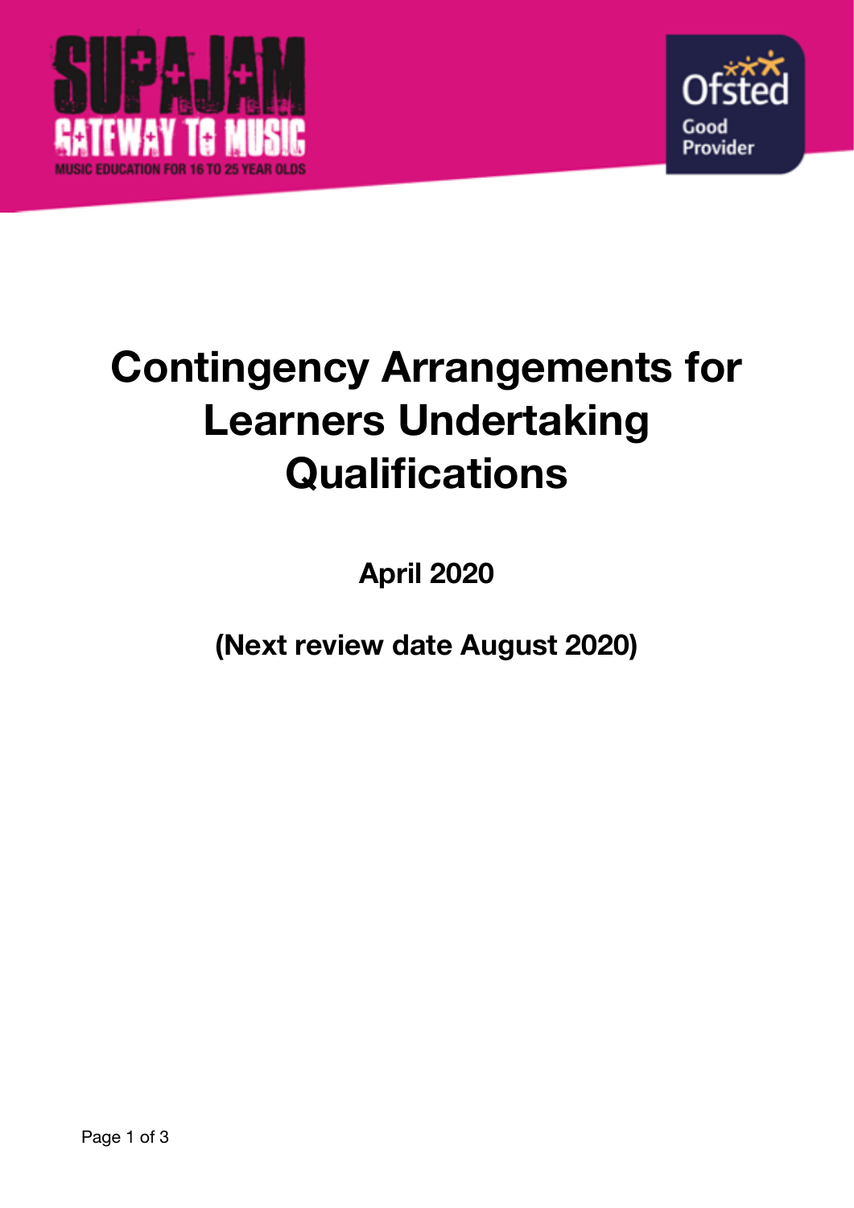# Contingency Arrangements for Learners Undertaking Qualifications

**April 2020**

**(Next review date August 2020)**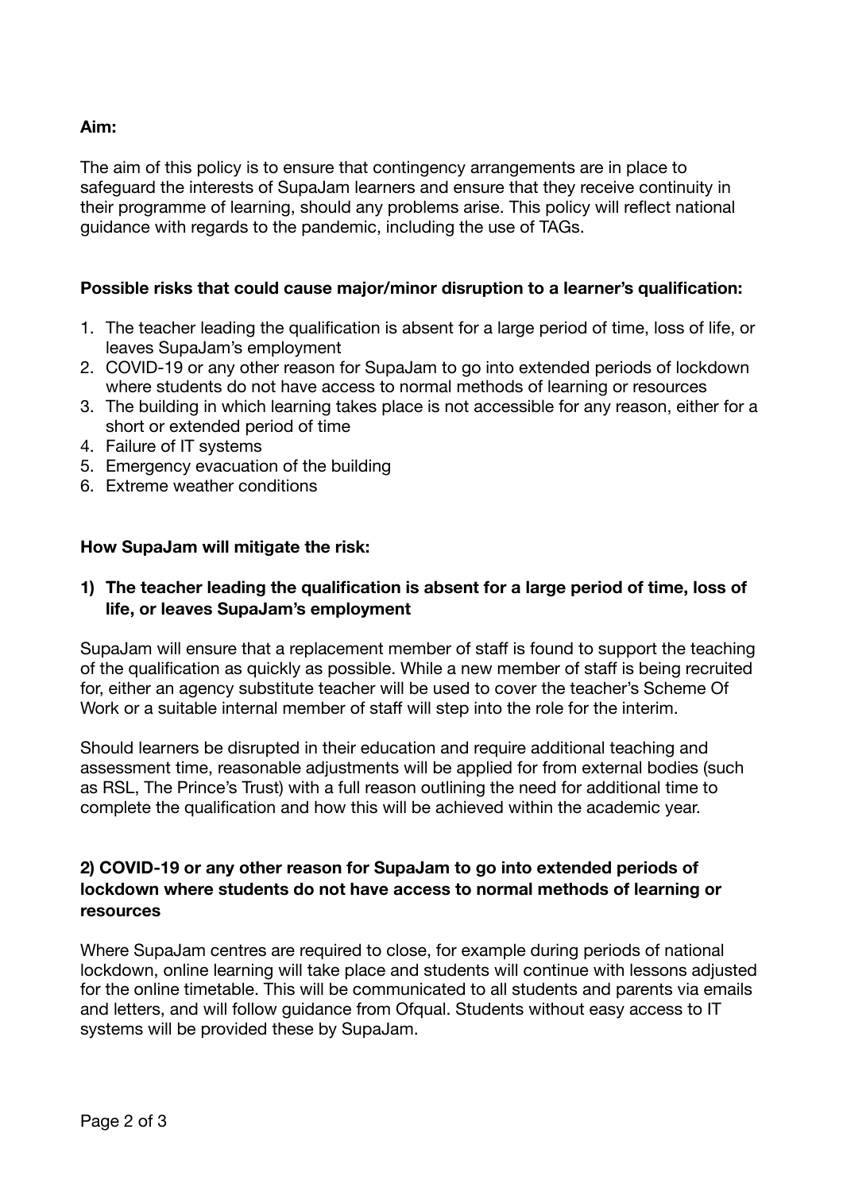**Aim:**

The aim of this policy is to ensure that contingency arrangements are in place to safeguard the interests of SupaJam learners and ensure that they receive continuity in their programme of learning, should any problems arise. This policy will reflect national guidance with regards to the pandemic, including the use of TAGs.

**Possible risks that could cause major/minor disruption to a learner's qualification:**

1. The teacher leading the qualification is absent for a large period of time, loss of life, or leaves SupaJam's employment
2. COVID-19 or any other reason for SupaJam to go into extended periods of lockdown where students do not have access to normal methods of learning or resources
3. The building in which learning takes place is not accessible for any reason, either for a short or extended period of time
4. Failure of IT systems
5. Emergency evacuation of the building
6. Extreme weather conditions

**How SupaJam will mitigate the risk:**

**1) The teacher leading the qualification is absent for a large period of time, loss of life, or leaves SupaJam's employment**

SupaJam will ensure that a replacement member of staff is found to support the teaching of the qualification as quickly as possible. While a new member of staff is being recruited for, either an agency substitute teacher will be used to cover the teacher's Scheme Of Work or a suitable internal member of staff will step into the role for the interim.

Should learners be disrupted in their education and require additional teaching and assessment time, reasonable adjustments will be applied for from external bodies (such as RSL, The Prince's Trust) with a full reason outlining the need for additional time to complete the qualification and how this will be achieved within the academic year.

**2) COVID-19 or any other reason for SupaJam to go into extended periods of lockdown where students do not have access to normal methods of learning or resources**

Where SupaJam centres are required to close, for example during periods of national lockdown, online learning will take place and students will continue with lessons adjusted for the online timetable. This will be communicated to all students and parents via emails and letters, and will follow guidance from Ofqual. Students without easy access to IT systems will be provided these by SupaJam.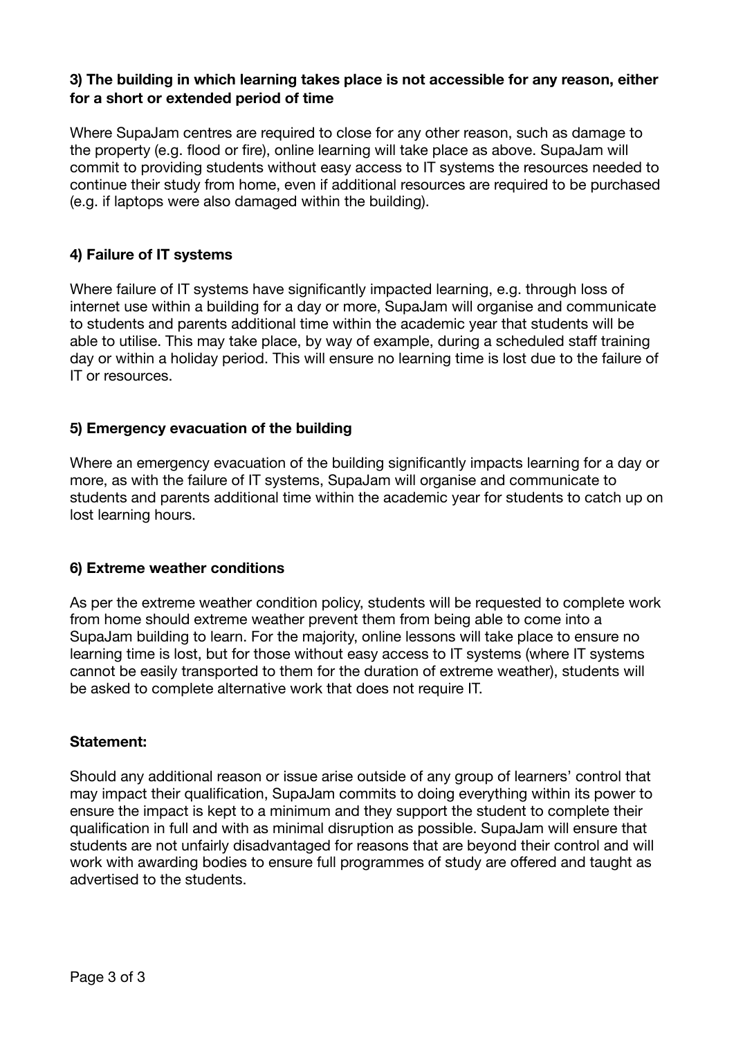**3) The building in which learning takes place is not accessible for any reason, either for a short or extended period of time**

Where SupaJam centres are required to close for any other reason, such as damage to the property (e.g. flood or fire), online learning will take place as above. SupaJam will commit to providing students without easy access to IT systems the resources needed to continue their study from home, even if additional resources are required to be purchased (e.g. if laptops were also damaged within the building).

**4) Failure of IT systems**

Where failure of IT systems have significantly impacted learning, e.g. through loss of internet use within a building for a day or more, SupaJam will organise and communicate to students and parents additional time within the academic year that students will be able to utilise. This may take place, by way of example, during a scheduled staff training day or within a holiday period. This will ensure no learning time is lost due to the failure of IT or resources.

**5) Emergency evacuation of the building**

Where an emergency evacuation of the building significantly impacts learning for a day or more, as with the failure of IT systems, SupaJam will organise and communicate to students and parents additional time within the academic year for students to catch up on lost learning hours.

**6) Extreme weather conditions**

As per the extreme weather condition policy, students will be requested to complete work from home should extreme weather prevent them from being able to come into a SupaJam building to learn. For the majority, online lessons will take place to ensure no learning time is lost, but for those without easy access to IT systems (where IT systems cannot be easily transported to them for the duration of extreme weather), students will be asked to complete alternative work that does not require IT.

**Statement:**

Should any additional reason or issue arise outside of any group of learners' control that may impact their qualification, SupaJam commits to doing everything within its power to ensure the impact is kept to a minimum and they support the student to complete their qualification in full and with as minimal disruption as possible. SupaJam will ensure that students are not unfairly disadvantaged for reasons that are beyond their control and will work with awarding bodies to ensure full programmes of study are offered and taught as advertised to the students.